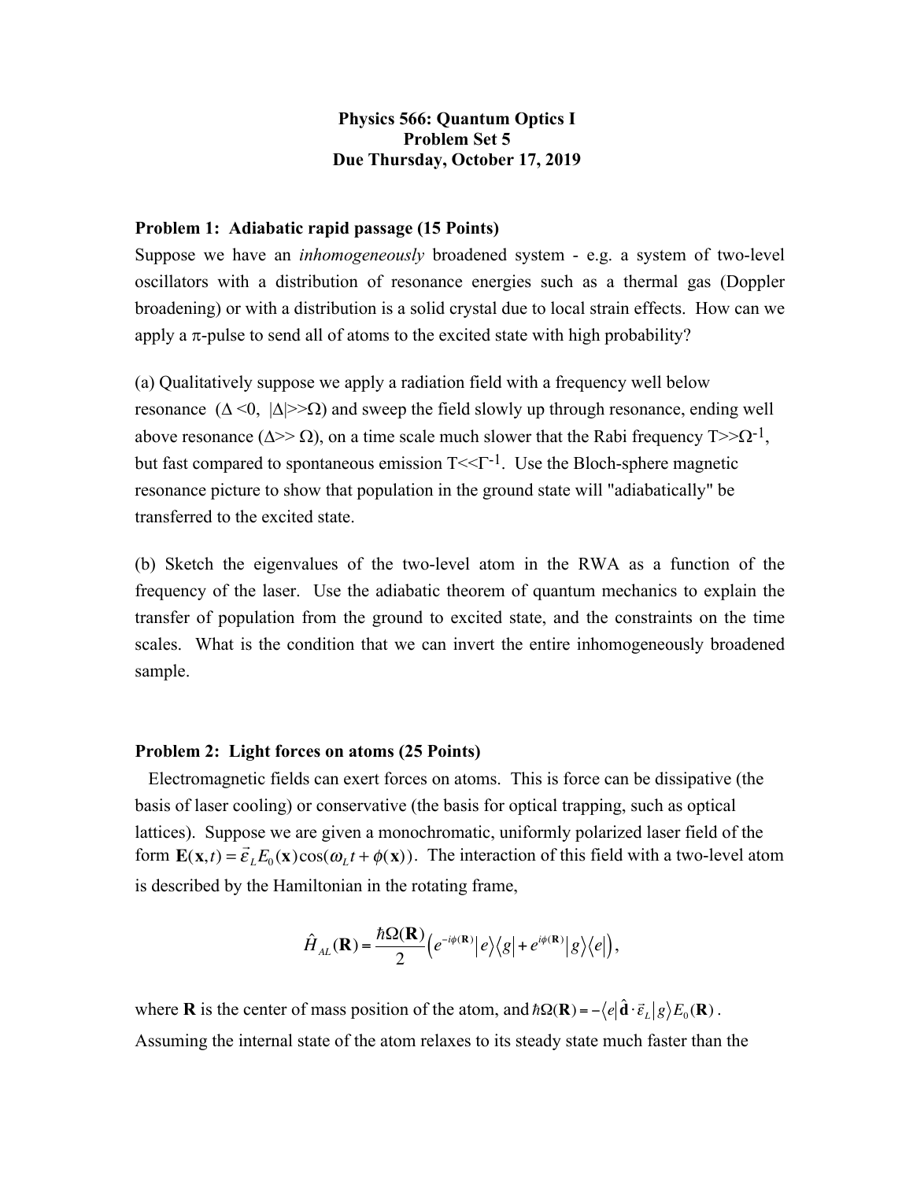# Physics 566: Quantum Optics I
## Problem Set 5
## Due Thursday, October 17, 2019

### Problem 1: Adiabatic rapid passage (15 Points)

Suppose we have an *inhomogeneously* broadened system - e.g. a system of two-level oscillators with a distribution of resonance energies such as a thermal gas (Doppler broadening) or with a distribution is a solid crystal due to local strain effects. How can we apply a $\pi$-pulse to send all of atoms to the excited state with high probability?

(a) Qualitatively suppose we apply a radiation field with a frequency well below resonance ($\Delta < 0$, $|\Delta| >> \Omega$) and sweep the field slowly up through resonance, ending well above resonance ($\Delta >> \Omega$), on a time scale much slower that the Rabi frequency $T >> \Omega^{-1}$, but fast compared to spontaneous emission $T << \Gamma^{-1}$. Use the Bloch-sphere magnetic resonance picture to show that population in the ground state will "adiabatically" be transferred to the excited state.

(b) Sketch the eigenvalues of the two-level atom in the RWA as a function of the frequency of the laser. Use the adiabatic theorem of quantum mechanics to explain the transfer of population from the ground to excited state, and the constraints on the time scales. What is the condition that we can invert the entire inhomogeneously broadened sample.

### Problem 2: Light forces on atoms (25 Points)

Electromagnetic fields can exert forces on atoms. This is force can be dissipative (the basis of laser cooling) or conservative (the basis for optical trapping, such as optical lattices). Suppose we are given a monochromatic, uniformly polarized laser field of the form $\mathbf{E}(\mathbf{x},t) = \vec{\varepsilon}_L E_0(\mathbf{x}) \cos(\omega_L t + \phi(\mathbf{x}))$. The interaction of this field with a two-level atom is described by the Hamiltonian in the rotating frame,

$$\hat{H}_{AL}(\mathbf{R}) = \frac{\hbar\Omega(\mathbf{R})}{2}\left(e^{-i\phi(\mathbf{R})}|e\rangle\langle g| + e^{i\phi(\mathbf{R})}|g\rangle\langle e|\right),$$

where $\mathbf{R}$ is the center of mass position of the atom, and $\hbar\Omega(\mathbf{R}) = -\langle e|\hat{\mathbf{d}}\cdot\vec{\varepsilon}_L|g\rangle E_0(\mathbf{R})$.

Assuming the internal state of the atom relaxes to its steady state much faster than the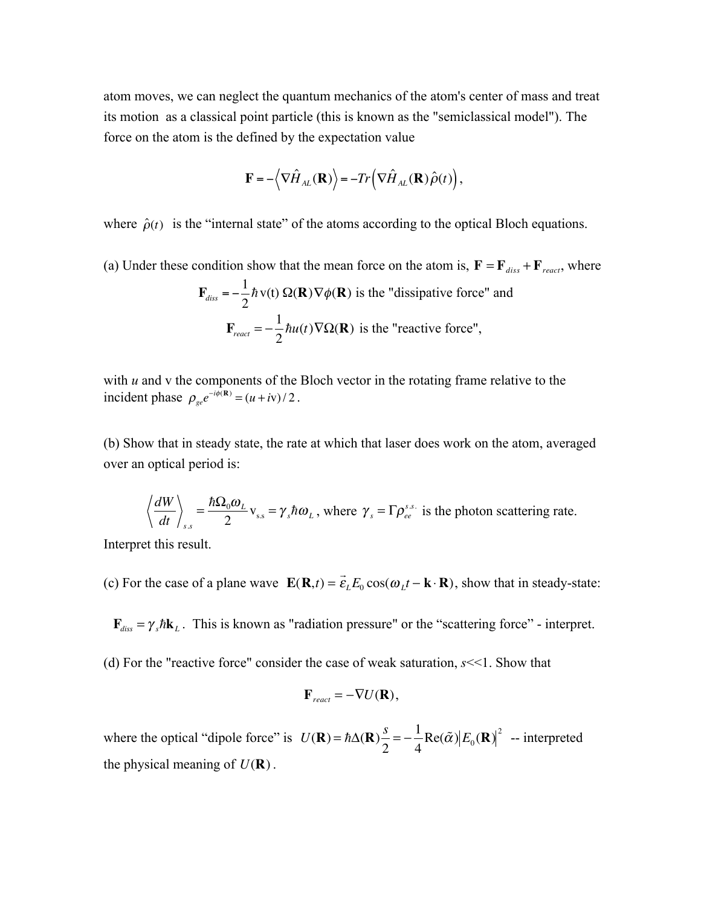atom moves, we can neglect the quantum mechanics of the atom's center of mass and treat its motion as a classical point particle (this is known as the "semiclassical model"). The force on the atom is the defined by the expectation value

$$\mathbf{F} = -\left\langle \nabla \hat{H}_{AL}(\mathbf{R}) \right\rangle = -Tr\left( \nabla \hat{H}_{AL}(\mathbf{R}) \hat{\rho}(t) \right),$$

where $\hat{\rho}(t)$ is the "internal state" of the atoms according to the optical Bloch equations.

(a) Under these condition show that the mean force on the atom is, $\mathbf{F} = \mathbf{F}_{diss} + \mathbf{F}_{react}$, where

$$\mathbf{F}_{diss} = -\frac{1}{2}\hbar \, \mathrm{v}(t) \, \Omega(\mathbf{R}) \nabla \phi(\mathbf{R}) \text{ is the "dissipative force" and}$$

$$\mathbf{F}_{react} = -\frac{1}{2}\hbar u(t) \nabla \Omega(\mathbf{R}) \text{ is the "reactive force",}$$

with *u* and v the components of the Bloch vector in the rotating frame relative to the incident phase $\rho_{ge} e^{-i\phi(\mathbf{R})} = (u + i\mathrm{v})/2$.

(b) Show that in steady state, the rate at which that laser does work on the atom, averaged over an optical period is:

$$\left\langle \frac{dW}{dt} \right\rangle_{s.s} = \frac{\hbar \Omega_0 \omega_L}{2} \mathrm{v}_{\mathrm{s.s}} = \gamma_s \hbar \omega_L \text{, where } \gamma_s = \Gamma \rho_{ee}^{s.s.} \text{ is the photon scattering rate.}$$

Interpret this result.

(c) For the case of a plane wave $\mathbf{E}(\mathbf{R},t) = \vec{\varepsilon}_L E_0 \cos(\omega_L t - \mathbf{k} \cdot \mathbf{R})$, show that in steady-state:

$\mathbf{F}_{diss} = \gamma_s \hbar \mathbf{k}_L$. This is known as "radiation pressure" or the "scattering force" - interpret.

(d) For the "reactive force" consider the case of weak saturation, *s*<<1. Show that

$$\mathbf{F}_{react} = -\nabla U(\mathbf{R}),$$

where the optical "dipole force" is $U(\mathbf{R}) = \hbar \Delta(\mathbf{R}) \frac{s}{2} = -\frac{1}{4} \mathrm{Re}(\tilde{\alpha}) \left| E_0(\mathbf{R}) \right|^2$ -- interpreted the physical meaning of $U(\mathbf{R})$.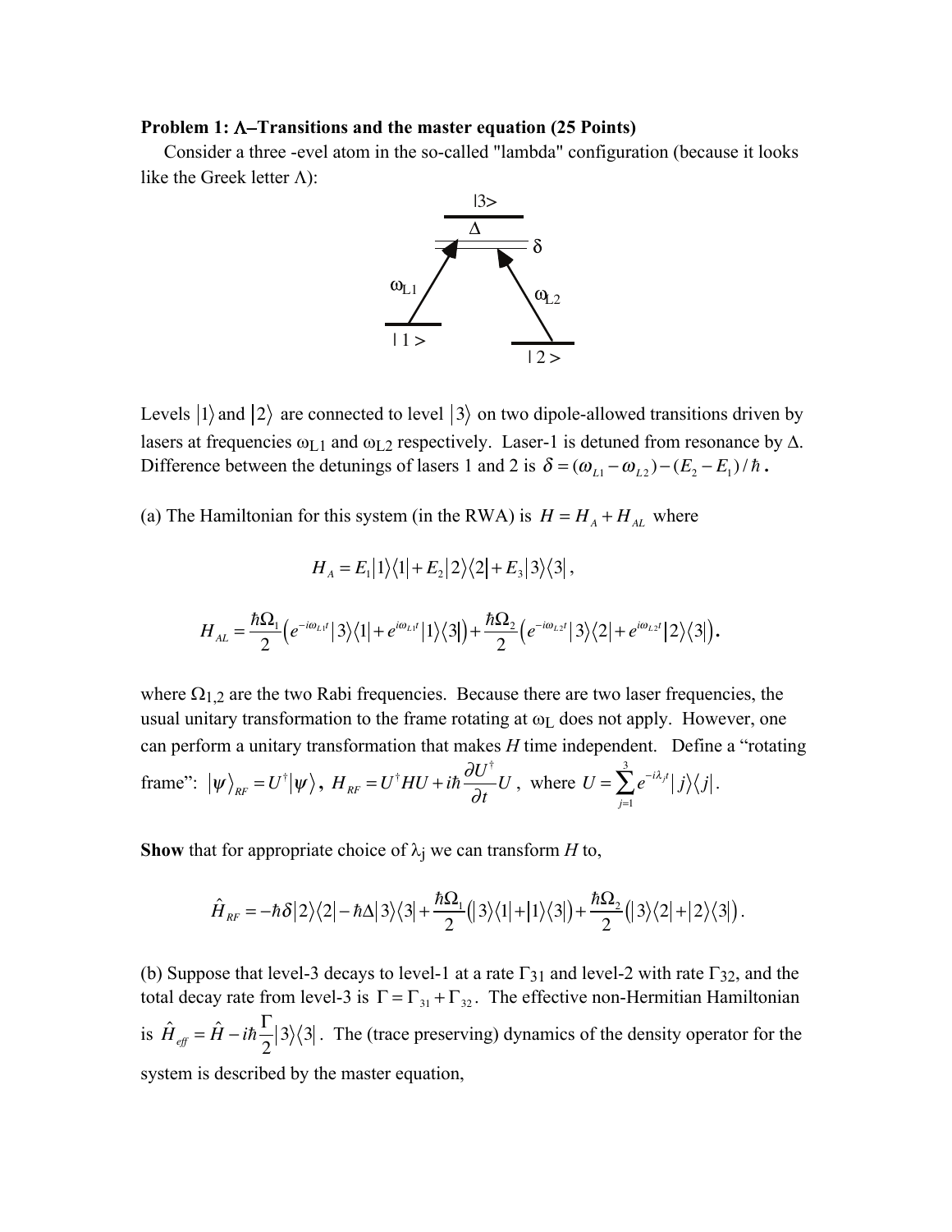**Problem 1: Λ–Transitions and the master equation (25 Points)**

Consider a three -evel atom in the so-called "lambda" configuration (because it looks like the Greek letter Λ):

Levels $|1\rangle$ and $|2\rangle$ are connected to level $|3\rangle$ on two dipole-allowed transitions driven by lasers at frequencies $\omega_{L1}$ and $\omega_{L2}$ respectively. Laser-1 is detuned from resonance by Δ. Difference between the detunings of lasers 1 and 2 is $\delta = (\omega_{L1} - \omega_{L2}) - (E_2 - E_1)/\hbar$ **.**

(a) The Hamiltonian for this system (in the RWA) is $H = H_A + H_{AL}$ where

$$H_A = E_1|1\rangle\langle 1| + E_2|2\rangle\langle 2| + E_3|3\rangle\langle 3|,$$

$$H_{AL} = \frac{\hbar\Omega_1}{2}\left(e^{-i\omega_{L1}t}|3\rangle\langle 1| + e^{i\omega_{L1}t}|1\rangle\langle 3|\right) + \frac{\hbar\Omega_2}{2}\left(e^{-i\omega_{L2}t}|3\rangle\langle 2| + e^{i\omega_{L2}t}|2\rangle\langle 3|\right).$$

where $\Omega_{1,2}$ are the two Rabi frequencies. Because there are two laser frequencies, the usual unitary transformation to the frame rotating at $\omega_L$ does not apply. However, one can perform a unitary transformation that makes $H$ time independent. Define a "rotating frame": $|\psi\rangle_{RF} = U^\dagger|\psi\rangle$, $H_{RF} = U^\dagger H U + i\hbar\frac{\partial U^\dagger}{\partial t}U$, where $U = \sum_{j=1}^{3} e^{-i\lambda_j t}|j\rangle\langle j|$.

**Show** that for appropriate choice of $\lambda_j$ we can transform $H$ to,

$$\hat{H}_{RF} = -\hbar\delta|2\rangle\langle 2| - \hbar\Delta|3\rangle\langle 3| + \frac{\hbar\Omega_1}{2}\left(|3\rangle\langle 1| + |1\rangle\langle 3|\right) + \frac{\hbar\Omega_2}{2}\left(|3\rangle\langle 2| + |2\rangle\langle 3|\right).$$

(b) Suppose that level-3 decays to level-1 at a rate $\Gamma_{31}$ and level-2 with rate $\Gamma_{32}$, and the total decay rate from level-3 is $\Gamma = \Gamma_{31} + \Gamma_{32}$. The effective non-Hermitian Hamiltonian is $\hat{H}_{eff} = \hat{H} - i\hbar\frac{\Gamma}{2}|3\rangle\langle 3|$. The (trace preserving) dynamics of the density operator for the system is described by the master equation,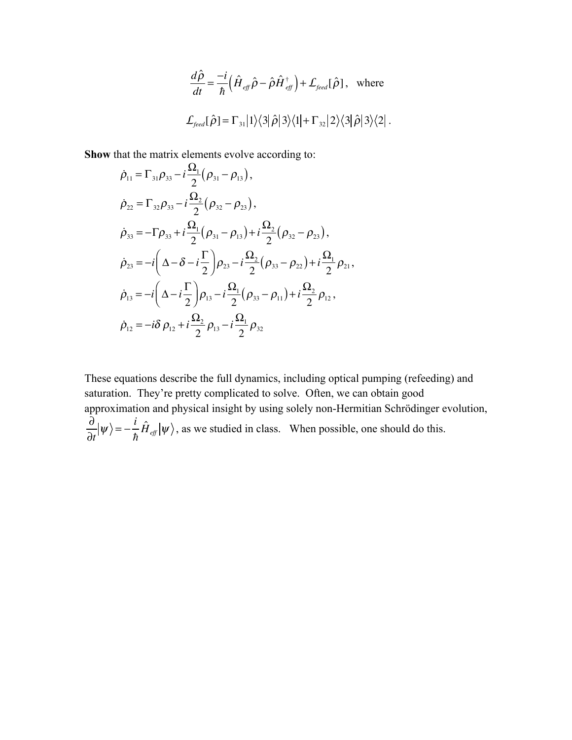$$\frac{d\hat{\rho}}{dt} = \frac{-i}{\hbar}\left(\hat{H}_{eff}\hat{\rho} - \hat{\rho}\hat{H}_{eff}^{\dagger}\right) + \mathcal{L}_{feed}[\hat{\rho}], \quad \text{where}$$

$$\mathcal{L}_{feed}[\hat{\rho}] = \Gamma_{31}|1\rangle\langle 3|\hat{\rho}|3\rangle\langle 1| + \Gamma_{32}|2\rangle\langle 3|\hat{\rho}|3\rangle\langle 2| .$$

**Show** that the matrix elements evolve according to:

$$\dot{\rho}_{11} = \Gamma_{31}\rho_{33} - i\frac{\Omega_1}{2}\left(\rho_{31} - \rho_{13}\right),$$

$$\dot{\rho}_{22} = \Gamma_{32}\rho_{33} - i\frac{\Omega_2}{2}\left(\rho_{32} - \rho_{23}\right),$$

$$\dot{\rho}_{33} = -\Gamma\rho_{33} + i\frac{\Omega_1}{2}\left(\rho_{31} - \rho_{13}\right) + i\frac{\Omega_2}{2}\left(\rho_{32} - \rho_{23}\right),$$

$$\dot{\rho}_{23} = -i\left(\Delta - \delta - i\frac{\Gamma}{2}\right)\rho_{23} - i\frac{\Omega_2}{2}\left(\rho_{33} - \rho_{22}\right) + i\frac{\Omega_1}{2}\rho_{21},$$

$$\dot{\rho}_{13} = -i\left(\Delta - i\frac{\Gamma}{2}\right)\rho_{13} - i\frac{\Omega_1}{2}\left(\rho_{33} - \rho_{11}\right) + i\frac{\Omega_2}{2}\rho_{12},$$

$$\dot{\rho}_{12} = -i\delta\,\rho_{12} + i\frac{\Omega_2}{2}\rho_{13} - i\frac{\Omega_1}{2}\rho_{32}$$

These equations describe the full dynamics, including optical pumping (refeeding) and saturation. They're pretty complicated to solve. Often, we can obtain good approximation and physical insight by using solely non-Hermitian Schrödinger evolution, $\frac{\partial}{\partial t}|\psi\rangle = -\frac{i}{\hbar}\hat{H}_{eff}|\psi\rangle$, as we studied in class. When possible, one should do this.